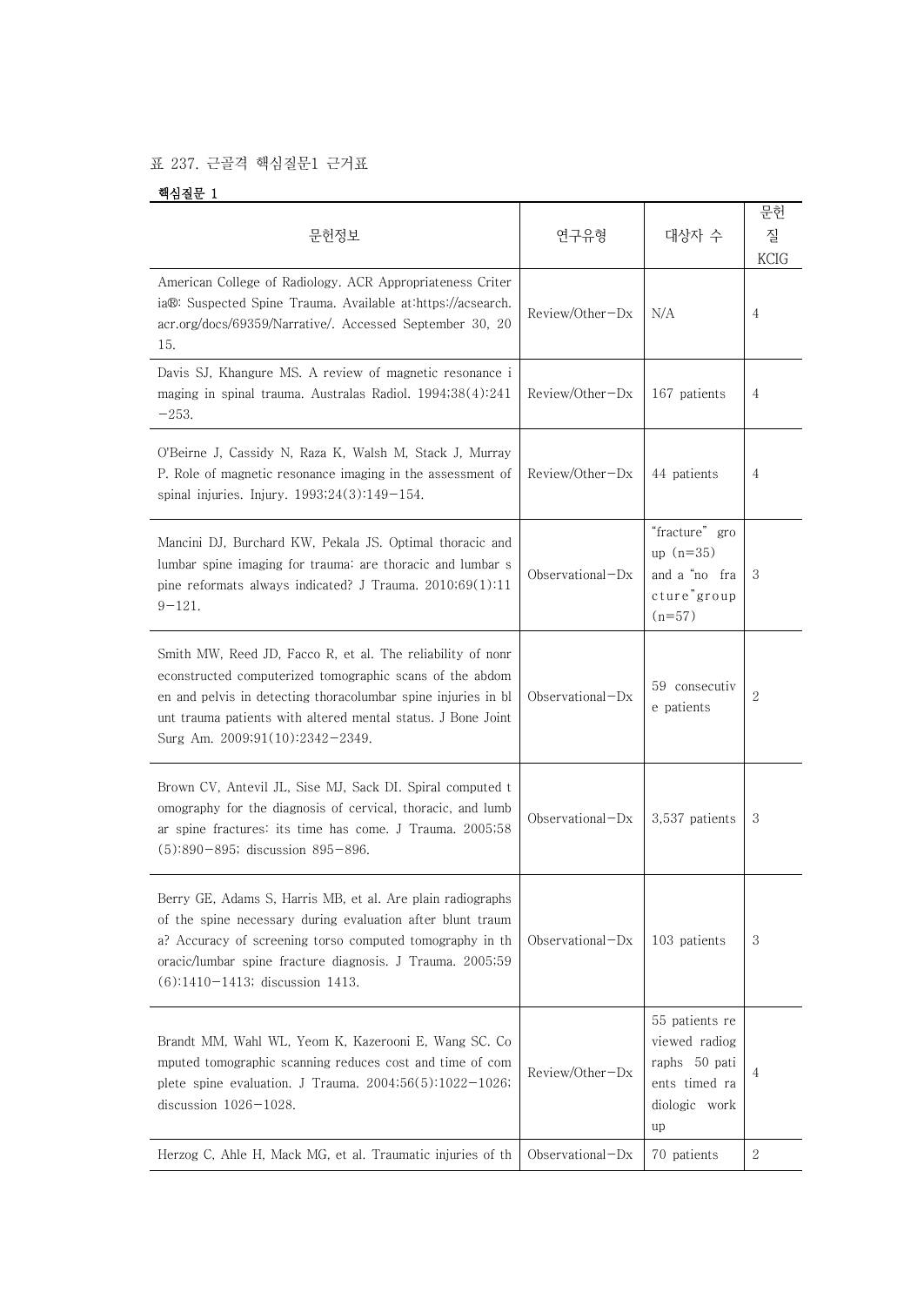표 237. 근골격 핵심질문1 근거표

**핵심질문 1**

| 문헌정보 | 연구유형 | 대상자 수 | 문헌 질 KCIG |
|---|---|---|---|
| American College of Radiology. ACR Appropriateness Criteria®: Suspected Spine Trauma. Available at:https://acsearch.acr.org/docs/69359/Narrative/. Accessed September 30, 2015. | Review/Other-Dx | N/A | 4 |
| Davis SJ, Khangure MS. A review of magnetic resonance imaging in spinal trauma. Australas Radiol. 1994;38(4):241-253. | Review/Other-Dx | 167 patients | 4 |
| O'Beirne J, Cassidy N, Raza K, Walsh M, Stack J, Murray P. Role of magnetic resonance imaging in the assessment of spinal injuries. Injury. 1993;24(3):149-154. | Review/Other-Dx | 44 patients | 4 |
| Mancini DJ, Burchard KW, Pekala JS. Optimal thoracic and lumbar spine imaging for trauma: are thoracic and lumbar spine reformats always indicated? J Trauma. 2010;69(1):119-121. | Observational-Dx | "fracture" group (n=35) and a "no fracture"group (n=57) | 3 |
| Smith MW, Reed JD, Facco R, et al. The reliability of nonreconstructed computerized tomographic scans of the abdomen and pelvis in detecting thoracolumbar spine injuries in blunt trauma patients with altered mental status. J Bone Joint Surg Am. 2009;91(10):2342-2349. | Observational-Dx | 59 consecutive patients | 2 |
| Brown CV, Antevil JL, Sise MJ, Sack DI. Spiral computed tomography for the diagnosis of cervical, thoracic, and lumbar spine fractures: its time has come. J Trauma. 2005;58(5):890-895; discussion 895-896. | Observational-Dx | 3,537 patients | 3 |
| Berry GE, Adams S, Harris MB, et al. Are plain radiographs of the spine necessary during evaluation after blunt trauma? Accuracy of screening torso computed tomography in thoracic/lumbar spine fracture diagnosis. J Trauma. 2005;59(6):1410-1413; discussion 1413. | Observational-Dx | 103 patients | 3 |
| Brandt MM, Wahl WL, Yeom K, Kazerooni E, Wang SC. Computed tomographic scanning reduces cost and time of complete spine evaluation. J Trauma. 2004;56(5):1022-1026; discussion 1026-1028. | Review/Other-Dx | 55 patients reviewed radiographs 50 patients timed radiologic work up | 4 |
| Herzog C, Ahle H, Mack MG, et al. Traumatic injuries of th | Observational-Dx | 70 patients | 2 |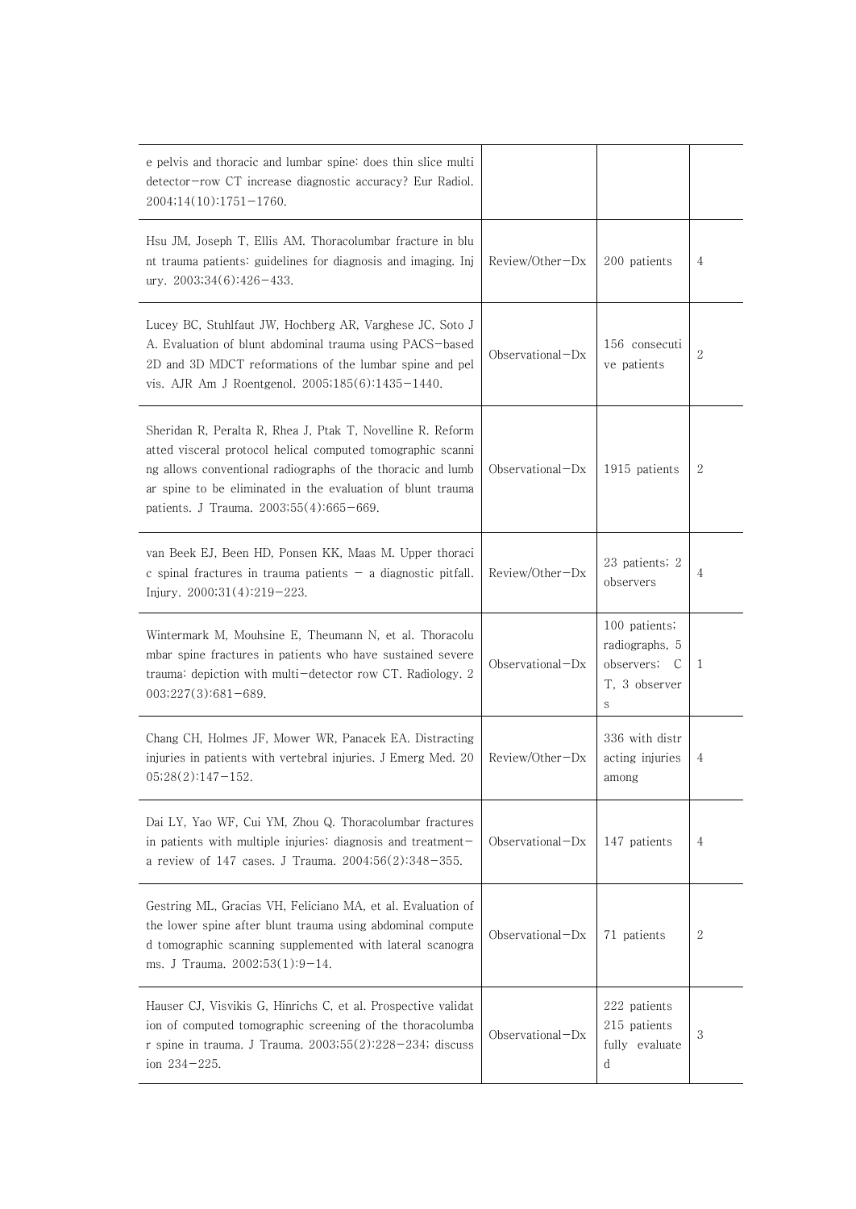| | | | |
|---|---|---|---|
| e pelvis and thoracic and lumbar spine: does thin slice multi detector-row CT increase diagnostic accuracy? Eur Radiol. 2004;14(10):1751-1760. | | | |
| Hsu JM, Joseph T, Ellis AM. Thoracolumbar fracture in blunt trauma patients: guidelines for diagnosis and imaging. Injury. 2003;34(6):426-433. | Review/Other-Dx | 200 patients | 4 |
| Lucey BC, Stuhlfaut JW, Hochberg AR, Varghese JC, Soto JA. Evaluation of blunt abdominal trauma using PACS-based 2D and 3D MDCT reformations of the lumbar spine and pelvis. AJR Am J Roentgenol. 2005;185(6):1435-1440. | Observational-Dx | 156 consecutive patients | 2 |
| Sheridan R, Peralta R, Rhea J, Ptak T, Novelline R. Reformatted visceral protocol helical computed tomographic scanning allows conventional radiographs of the thoracic and lumbar spine to be eliminated in the evaluation of blunt trauma patients. J Trauma. 2003;55(4):665-669. | Observational-Dx | 1915 patients | 2 |
| van Beek EJ, Been HD, Ponsen KK, Maas M. Upper thoracic spinal fractures in trauma patients - a diagnostic pitfall. Injury. 2000;31(4):219-223. | Review/Other-Dx | 23 patients; 2 observers | 4 |
| Wintermark M, Mouhsine E, Theumann N, et al. Thoracolumbar spine fractures in patients who have sustained severe trauma: depiction with multi-detector row CT. Radiology. 2003;227(3):681-689. | Observational-Dx | 100 patients; radiographs, 5 observers; CT, 3 observers | 1 |
| Chang CH, Holmes JF, Mower WR, Panacek EA. Distracting injuries in patients with vertebral injuries. J Emerg Med. 2005;28(2):147-152. | Review/Other-Dx | 336 with distracting injuries among | 4 |
| Dai LY, Yao WF, Cui YM, Zhou Q. Thoracolumbar fractures in patients with multiple injuries: diagnosis and treatment-a review of 147 cases. J Trauma. 2004;56(2):348-355. | Observational-Dx | 147 patients | 4 |
| Gestring ML, Gracias VH, Feliciano MA, et al. Evaluation of the lower spine after blunt trauma using abdominal computed tomographic scanning supplemented with lateral scanograms. J Trauma. 2002;53(1):9-14. | Observational-Dx | 71 patients | 2 |
| Hauser CJ, Visvikis G, Hinrichs C, et al. Prospective validation of computed tomographic screening of the thoracolumbar spine in trauma. J Trauma. 2003;55(2):228-234; discussion 234-225. | Observational-Dx | 222 patients 215 patients fully evaluated | 3 |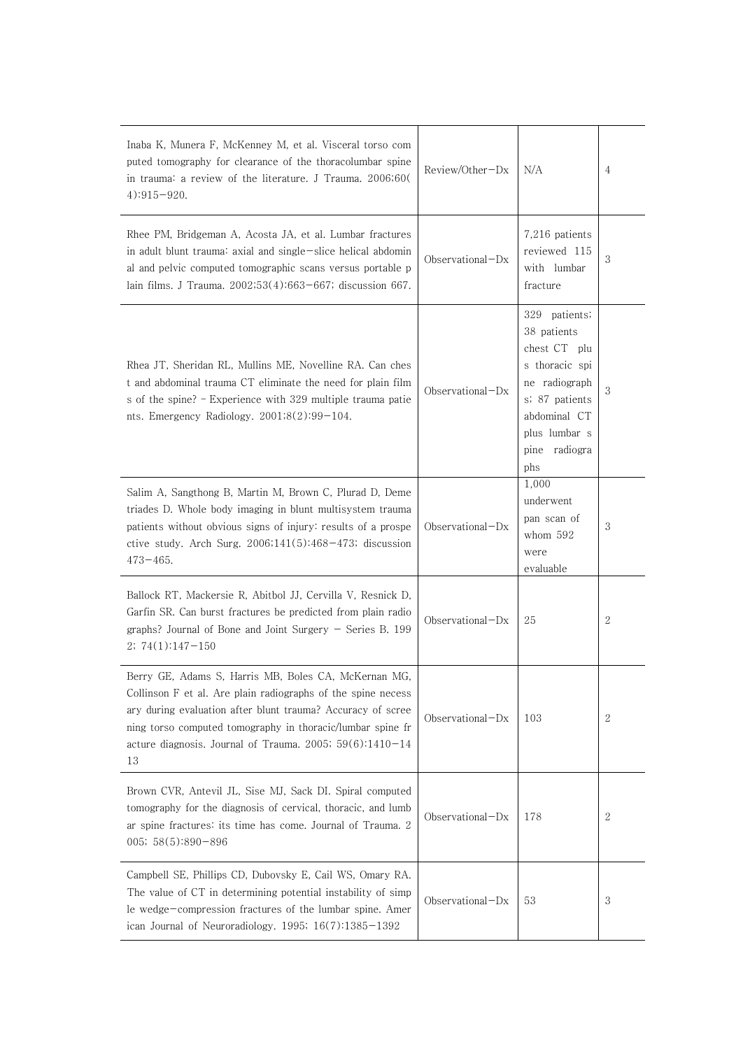| | | | |
|---|---|---|---|
| Inaba K, Munera F, McKenney M, et al. Visceral torso computed tomography for clearance of the thoracolumbar spine in trauma: a review of the literature. J Trauma. 2006;60(4):915-920. | Review/Other-Dx | N/A | 4 |
| Rhee PM, Bridgeman A, Acosta JA, et al. Lumbar fractures in adult blunt trauma: axial and single-slice helical abdominal and pelvic computed tomographic scans versus portable plain films. J Trauma. 2002;53(4):663-667; discussion 667. | Observational-Dx | 7,216 patients reviewed 115 with lumbar fracture | 3 |
| Rhea JT, Sheridan RL, Mullins ME, Novelline RA. Can chest and abdominal trauma CT eliminate the need for plain films of the spine? - Experience with 329 multiple trauma patients. Emergency Radiology. 2001;8(2):99-104. | Observational-Dx | 329 patients; 38 patients chest CT plus thoracic spine radiographs; 87 patients abdominal CT plus lumbar spine radiographs | 3 |
| Salim A, Sangthong B, Martin M, Brown C, Plurad D, Demetriades D. Whole body imaging in blunt multisystem trauma patients without obvious signs of injury: results of a prospective study. Arch Surg. 2006;141(5):468-473; discussion 473-465. | Observational-Dx | 1,000 underwent pan scan of whom 592 were evaluable | 3 |
| Ballock RT, Mackersie R, Abitbol JJ, Cervilla V, Resnick D, Garfin SR. Can burst fractures be predicted from plain radiographs? Journal of Bone and Joint Surgery - Series B. 1992; 74(1):147-150 | Observational-Dx | 25 | 2 |
| Berry GE, Adams S, Harris MB, Boles CA, McKernan MG, Collinson F et al. Are plain radiographs of the spine necessary during evaluation after blunt trauma? Accuracy of screening torso computed tomography in thoracic/lumbar spine fracture diagnosis. Journal of Trauma. 2005; 59(6):1410-1413 | Observational-Dx | 103 | 2 |
| Brown CVR, Antevil JL, Sise MJ, Sack DI. Spiral computed tomography for the diagnosis of cervical, thoracic, and lumbar spine fractures: its time has come. Journal of Trauma. 2005; 58(5):890-896 | Observational-Dx | 178 | 2 |
| Campbell SE, Phillips CD, Dubovsky E, Cail WS, Omary RA. The value of CT in determining potential instability of simple wedge-compression fractures of the lumbar spine. American Journal of Neuroradiology. 1995; 16(7):1385-1392 | Observational-Dx | 53 | 3 |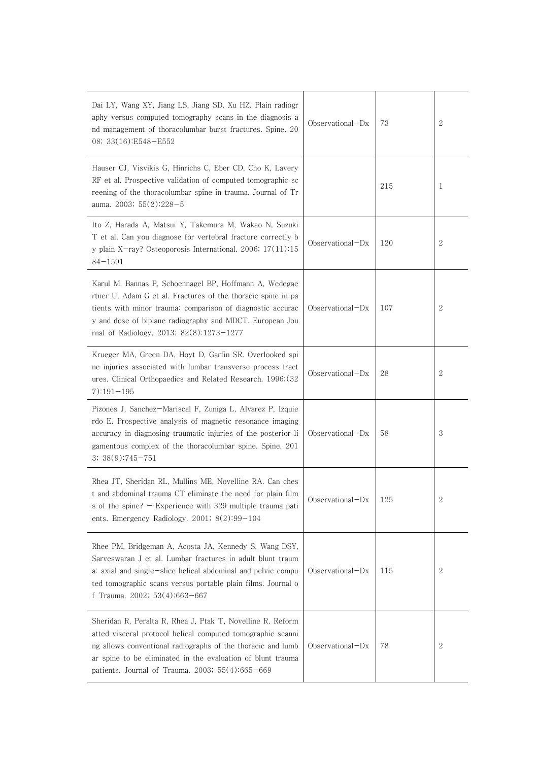| | | | |
|---|---|---|---|
| Dai LY, Wang XY, Jiang LS, Jiang SD, Xu HZ. Plain radiography versus computed tomography scans in the diagnosis and management of thoracolumbar burst fractures. Spine. 2008; 33(16):E548−E552 | Observational−Dx | 73 | 2 |
| Hauser CJ, Visvikis G, Hinrichs C, Eber CD, Cho K, Lavery RF et al. Prospective validation of computed tomographic screening of the thoracolumbar spine in trauma. Journal of Trauma. 2003; 55(2):228−5 | | 215 | 1 |
| Ito Z, Harada A, Matsui Y, Takemura M, Wakao N, Suzuki T et al. Can you diagnose for vertebral fracture correctly by plain X−ray? Osteoporosis International. 2006; 17(11):1584−1591 | Observational−Dx | 120 | 2 |
| Karul M, Bannas P, Schoennagel BP, Hoffmann A, Wedegaertner U, Adam G et al. Fractures of the thoracic spine in patients with minor trauma: comparison of diagnostic accuracy and dose of biplane radiography and MDCT. European Journal of Radiology. 2013; 82(8):1273−1277 | Observational−Dx | 107 | 2 |
| Krueger MA, Green DA, Hoyt D, Garfin SR. Overlooked spine injuries associated with lumbar transverse process fractures. Clinical Orthopaedics and Related Research. 1996;(327):191−195 | Observational−Dx | 28 | 2 |
| Pizones J, Sanchez−Mariscal F, Zuniga L, Alvarez P, Izquierdo E. Prospective analysis of magnetic resonance imaging accuracy in diagnosing traumatic injuries of the posterior ligamentous complex of the thoracolumbar spine. Spine. 2013; 38(9):745−751 | Observational−Dx | 58 | 3 |
| Rhea JT, Sheridan RL, Mullins ME, Novelline RA. Can chest and abdominal trauma CT eliminate the need for plain films of the spine? − Experience with 329 multiple trauma patients. Emergency Radiology. 2001; 8(2):99−104 | Observational−Dx | 125 | 2 |
| Rhee PM, Bridgeman A, Acosta JA, Kennedy S, Wang DSY, Sarveswaran J et al. Lumbar fractures in adult blunt trauma: axial and single−slice helical abdominal and pelvic computed tomographic scans versus portable plain films. Journal of Trauma. 2002; 53(4):663−667 | Observational−Dx | 115 | 2 |
| Sheridan R, Peralta R, Rhea J, Ptak T, Novelline R. Reformatted visceral protocol helical computed tomographic scanning allows conventional radiographs of the thoracic and lumbar spine to be eliminated in the evaluation of blunt trauma patients. Journal of Trauma. 2003; 55(4):665−669 | Observational−Dx | 78 | 2 |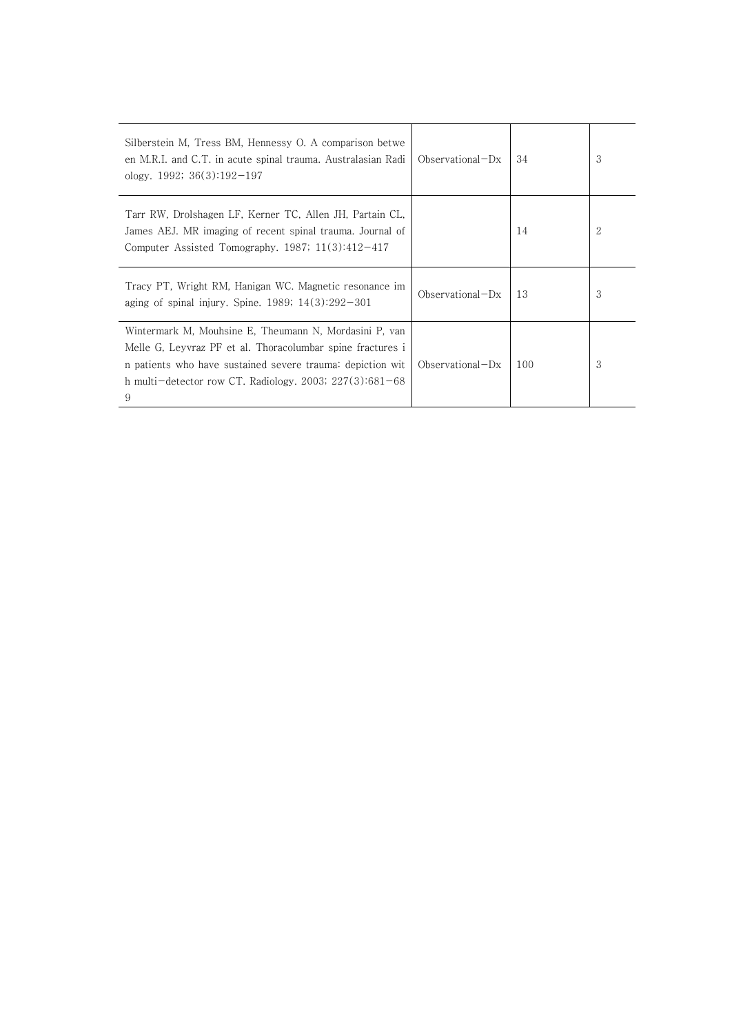| | | | |
|---|---|---|---|
| Silberstein M, Tress BM, Hennessy O. A comparison between M.R.I. and C.T. in acute spinal trauma. Australasian Radiology. 1992; 36(3):192–197 | Observational–Dx | 34 | 3 |
| Tarr RW, Drolshagen LF, Kerner TC, Allen JH, Partain CL, James AEJ. MR imaging of recent spinal trauma. Journal of Computer Assisted Tomography. 1987; 11(3):412–417 | | 14 | 2 |
| Tracy PT, Wright RM, Hanigan WC. Magnetic resonance imaging of spinal injury. Spine. 1989; 14(3):292–301 | Observational–Dx | 13 | 3 |
| Wintermark M, Mouhsine E, Theumann N, Mordasini P, van Melle G, Leyvraz PF et al. Thoracolumbar spine fractures in patients who have sustained severe trauma: depiction with multi–detector row CT. Radiology. 2003; 227(3):681–689 | Observational–Dx | 100 | 3 |